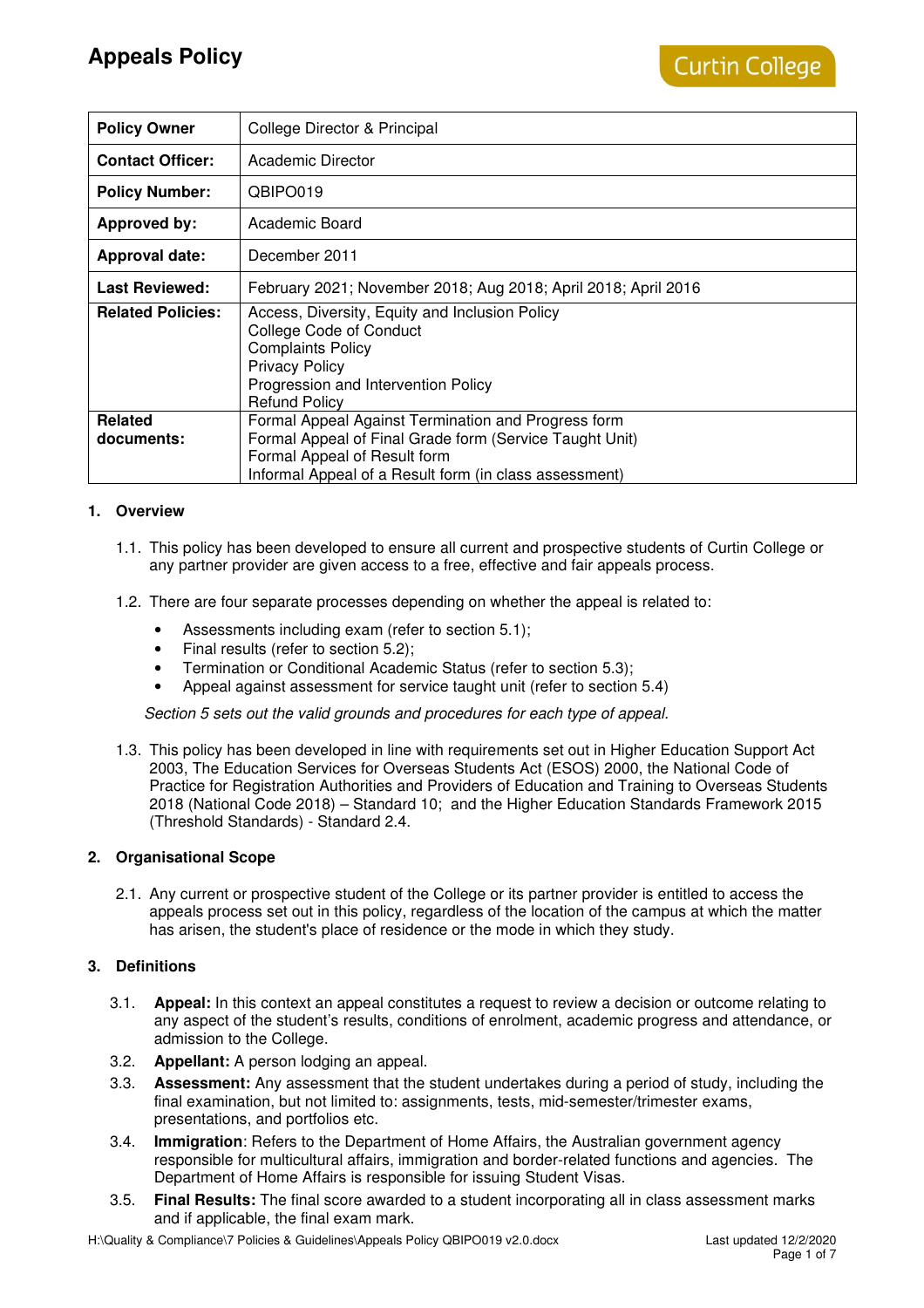# Appeals Policy

Curtin College

| Policy Owner | College Director & Principal |
|---|---|
| **Contact Officer:** | Academic Director |
| **Policy Number:** | QBIPO019 |
| **Approved by:** | Academic Board |
| **Approval date:** | December 2011 |
| **Last Reviewed:** | February 2021; November 2018; Aug 2018; April 2018; April 2016 |
| **Related Policies:** | Access, Diversity, Equity and Inclusion Policy<br>College Code of Conduct<br>Complaints Policy<br>Privacy Policy<br>Progression and Intervention Policy<br>Refund Policy |
| **Related documents:** | Formal Appeal Against Termination and Progress form<br>Formal Appeal of Final Grade form (Service Taught Unit)<br>Formal Appeal of Result form<br>Informal Appeal of a Result form (in class assessment) |

## 1. Overview

1.1. This policy has been developed to ensure all current and prospective students of Curtin College or any partner provider are given access to a free, effective and fair appeals process.

1.2. There are four separate processes depending on whether the appeal is related to:

- Assessments including exam (refer to section 5.1);
- Final results (refer to section 5.2);
- Termination or Conditional Academic Status (refer to section 5.3);
- Appeal against assessment for service taught unit (refer to section 5.4)

*Section 5 sets out the valid grounds and procedures for each type of appeal.*

1.3. This policy has been developed in line with requirements set out in Higher Education Support Act 2003, The Education Services for Overseas Students Act (ESOS) 2000, the National Code of Practice for Registration Authorities and Providers of Education and Training to Overseas Students 2018 (National Code 2018) – Standard 10; and the Higher Education Standards Framework 2015 (Threshold Standards) - Standard 2.4.

## 2. Organisational Scope

2.1. Any current or prospective student of the College or its partner provider is entitled to access the appeals process set out in this policy, regardless of the location of the campus at which the matter has arisen, the student's place of residence or the mode in which they study.

## 3. Definitions

3.1. **Appeal:** In this context an appeal constitutes a request to review a decision or outcome relating to any aspect of the student's results, conditions of enrolment, academic progress and attendance, or admission to the College.

3.2. **Appellant:** A person lodging an appeal.

3.3. **Assessment:** Any assessment that the student undertakes during a period of study, including the final examination, but not limited to: assignments, tests, mid-semester/trimester exams, presentations, and portfolios etc.

3.4. **Immigration**: Refers to the Department of Home Affairs, the Australian government agency responsible for multicultural affairs, immigration and border-related functions and agencies. The Department of Home Affairs is responsible for issuing Student Visas.

3.5. **Final Results:** The final score awarded to a student incorporating all in class assessment marks and if applicable, the final exam mark.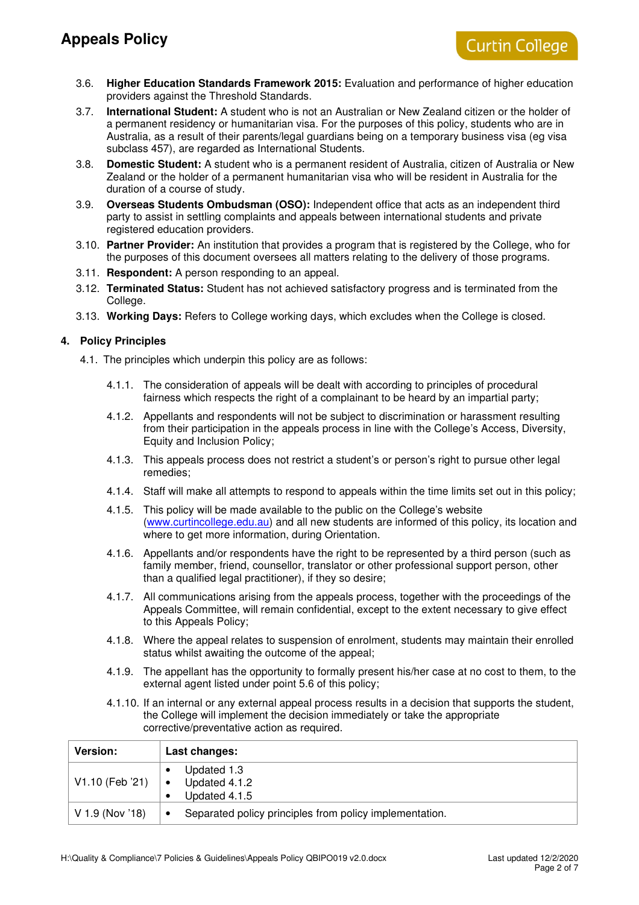3.6. **Higher Education Standards Framework 2015:** Evaluation and performance of higher education providers against the Threshold Standards.

3.7. **International Student:** A student who is not an Australian or New Zealand citizen or the holder of a permanent residency or humanitarian visa. For the purposes of this policy, students who are in Australia, as a result of their parents/legal guardians being on a temporary business visa (eg visa subclass 457), are regarded as International Students.

3.8. **Domestic Student:** A student who is a permanent resident of Australia, citizen of Australia or New Zealand or the holder of a permanent humanitarian visa who will be resident in Australia for the duration of a course of study.

3.9. **Overseas Students Ombudsman (OSO):** Independent office that acts as an independent third party to assist in settling complaints and appeals between international students and private registered education providers.

3.10. **Partner Provider:** An institution that provides a program that is registered by the College, who for the purposes of this document oversees all matters relating to the delivery of those programs.

3.11. **Respondent:** A person responding to an appeal.

3.12. **Terminated Status:** Student has not achieved satisfactory progress and is terminated from the College.

3.13. **Working Days:** Refers to College working days, which excludes when the College is closed.

## 4. Policy Principles

4.1. The principles which underpin this policy are as follows:

4.1.1. The consideration of appeals will be dealt with according to principles of procedural fairness which respects the right of a complainant to be heard by an impartial party;

4.1.2. Appellants and respondents will not be subject to discrimination or harassment resulting from their participation in the appeals process in line with the College's Access, Diversity, Equity and Inclusion Policy;

4.1.3. This appeals process does not restrict a student's or person's right to pursue other legal remedies;

4.1.4. Staff will make all attempts to respond to appeals within the time limits set out in this policy;

4.1.5. This policy will be made available to the public on the College's website (www.curtincollege.edu.au) and all new students are informed of this policy, its location and where to get more information, during Orientation.

4.1.6. Appellants and/or respondents have the right to be represented by a third person (such as family member, friend, counsellor, translator or other professional support person, other than a qualified legal practitioner), if they so desire;

4.1.7. All communications arising from the appeals process, together with the proceedings of the Appeals Committee, will remain confidential, except to the extent necessary to give effect to this Appeals Policy;

4.1.8. Where the appeal relates to suspension of enrolment, students may maintain their enrolled status whilst awaiting the outcome of the appeal;

4.1.9. The appellant has the opportunity to formally present his/her case at no cost to them, to the external agent listed under point 5.6 of this policy;

4.1.10. If an internal or any external appeal process results in a decision that supports the student, the College will implement the decision immediately or take the appropriate corrective/preventative action as required.

| Version: | Last changes: |
|---|---|
| V1.10 (Feb '21) | • Updated 1.3<br>• Updated 4.1.2<br>• Updated 4.1.5 |
| V 1.9 (Nov '18) | • Separated policy principles from policy implementation. |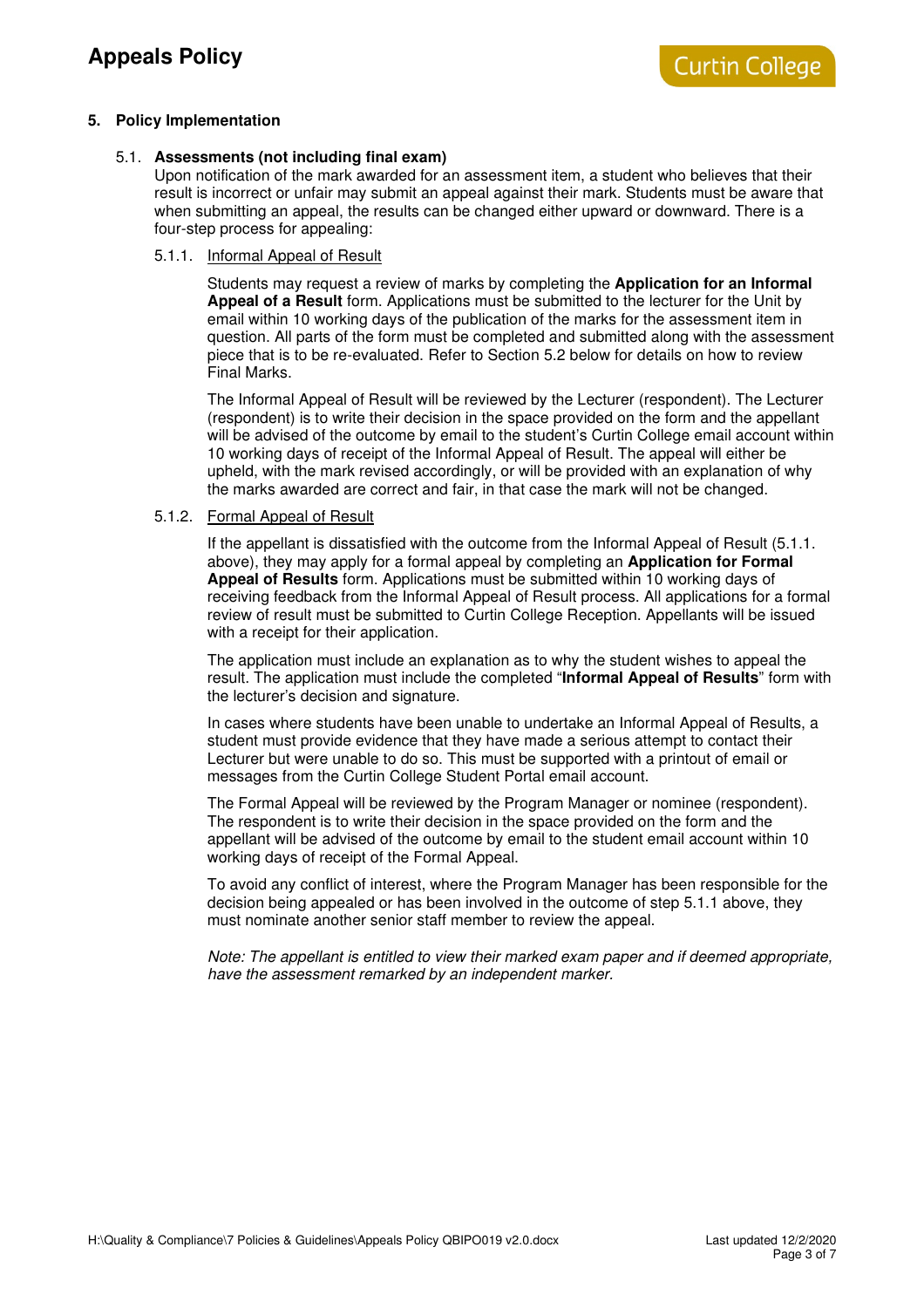## 5. Policy Implementation

### 5.1. Assessments (not including final exam)

Upon notification of the mark awarded for an assessment item, a student who believes that their result is incorrect or unfair may submit an appeal against their mark. Students must be aware that when submitting an appeal, the results can be changed either upward or downward. There is a four-step process for appealing:

#### 5.1.1. Informal Appeal of Result

Students may request a review of marks by completing the **Application for an Informal Appeal of a Result** form. Applications must be submitted to the lecturer for the Unit by email within 10 working days of the publication of the marks for the assessment item in question. All parts of the form must be completed and submitted along with the assessment piece that is to be re-evaluated. Refer to Section 5.2 below for details on how to review Final Marks.

The Informal Appeal of Result will be reviewed by the Lecturer (respondent). The Lecturer (respondent) is to write their decision in the space provided on the form and the appellant will be advised of the outcome by email to the student's Curtin College email account within 10 working days of receipt of the Informal Appeal of Result. The appeal will either be upheld, with the mark revised accordingly, or will be provided with an explanation of why the marks awarded are correct and fair, in that case the mark will not be changed.

#### 5.1.2. Formal Appeal of Result

If the appellant is dissatisfied with the outcome from the Informal Appeal of Result (5.1.1. above), they may apply for a formal appeal by completing an **Application for Formal Appeal of Results** form. Applications must be submitted within 10 working days of receiving feedback from the Informal Appeal of Result process. All applications for a formal review of result must be submitted to Curtin College Reception. Appellants will be issued with a receipt for their application.

The application must include an explanation as to why the student wishes to appeal the result. The application must include the completed "**Informal Appeal of Results**" form with the lecturer's decision and signature.

In cases where students have been unable to undertake an Informal Appeal of Results, a student must provide evidence that they have made a serious attempt to contact their Lecturer but were unable to do so. This must be supported with a printout of email or messages from the Curtin College Student Portal email account.

The Formal Appeal will be reviewed by the Program Manager or nominee (respondent). The respondent is to write their decision in the space provided on the form and the appellant will be advised of the outcome by email to the student email account within 10 working days of receipt of the Formal Appeal.

To avoid any conflict of interest, where the Program Manager has been responsible for the decision being appealed or has been involved in the outcome of step 5.1.1 above, they must nominate another senior staff member to review the appeal.

*Note: The appellant is entitled to view their marked exam paper and if deemed appropriate, have the assessment remarked by an independent marker.*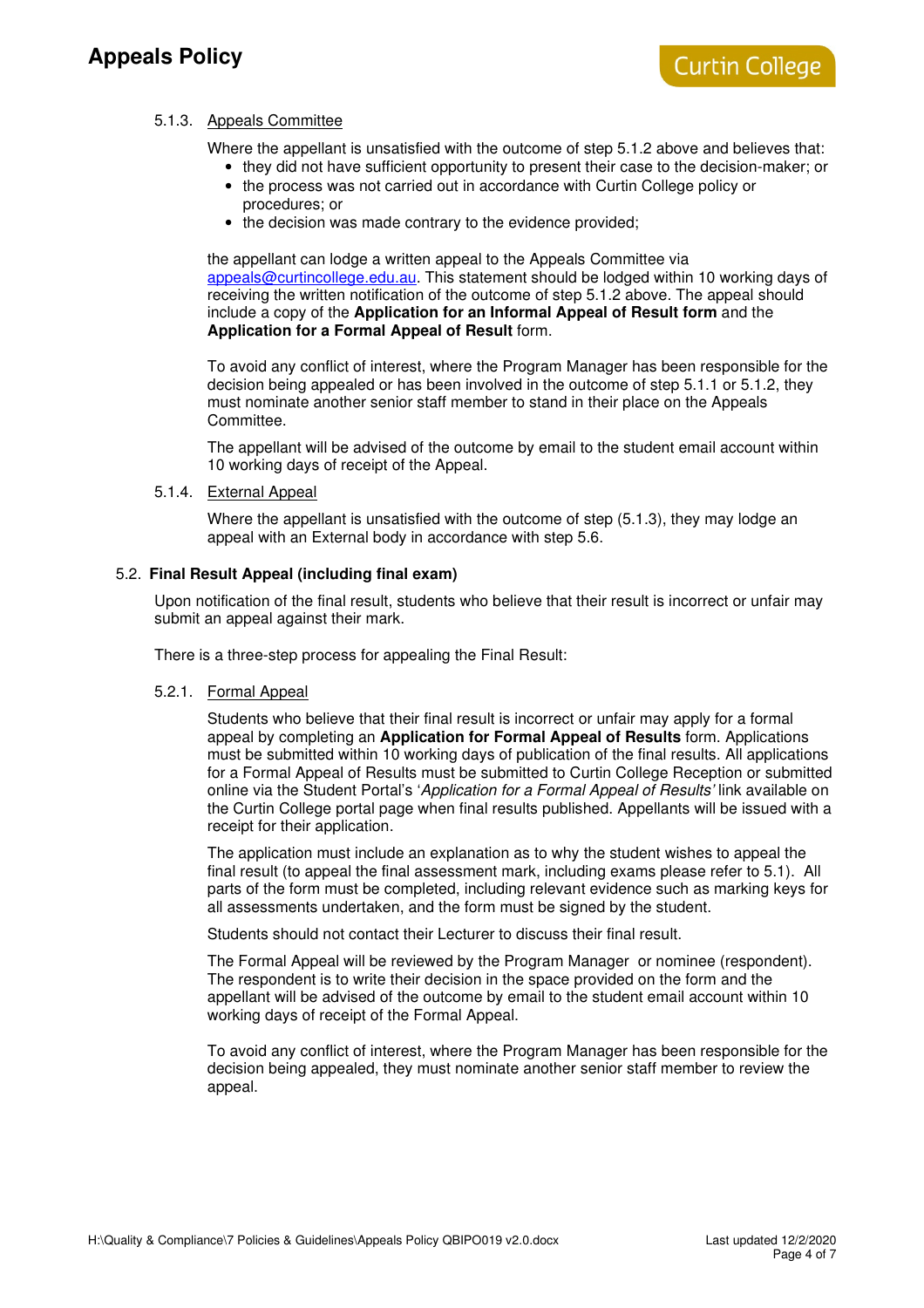#### 5.1.3. Appeals Committee

Where the appellant is unsatisfied with the outcome of step 5.1.2 above and believes that:

- they did not have sufficient opportunity to present their case to the decision-maker; or
- the process was not carried out in accordance with Curtin College policy or procedures; or
- the decision was made contrary to the evidence provided;

the appellant can lodge a written appeal to the Appeals Committee via appeals@curtincollege.edu.au. This statement should be lodged within 10 working days of receiving the written notification of the outcome of step 5.1.2 above. The appeal should include a copy of the **Application for an Informal Appeal of Result form** and the **Application for a Formal Appeal of Result** form.

To avoid any conflict of interest, where the Program Manager has been responsible for the decision being appealed or has been involved in the outcome of step 5.1.1 or 5.1.2, they must nominate another senior staff member to stand in their place on the Appeals Committee.

The appellant will be advised of the outcome by email to the student email account within 10 working days of receipt of the Appeal.

#### 5.1.4. External Appeal

Where the appellant is unsatisfied with the outcome of step (5.1.3), they may lodge an appeal with an External body in accordance with step 5.6.

### 5.2. Final Result Appeal (including final exam)

Upon notification of the final result, students who believe that their result is incorrect or unfair may submit an appeal against their mark.

There is a three-step process for appealing the Final Result:

#### 5.2.1. Formal Appeal

Students who believe that their final result is incorrect or unfair may apply for a formal appeal by completing an **Application for Formal Appeal of Results** form. Applications must be submitted within 10 working days of publication of the final results. All applications for a Formal Appeal of Results must be submitted to Curtin College Reception or submitted online via the Student Portal's '*Application for a Formal Appeal of Results'* link available on the Curtin College portal page when final results published. Appellants will be issued with a receipt for their application.

The application must include an explanation as to why the student wishes to appeal the final result (to appeal the final assessment mark, including exams please refer to 5.1). All parts of the form must be completed, including relevant evidence such as marking keys for all assessments undertaken, and the form must be signed by the student.

Students should not contact their Lecturer to discuss their final result.

The Formal Appeal will be reviewed by the Program Manager or nominee (respondent). The respondent is to write their decision in the space provided on the form and the appellant will be advised of the outcome by email to the student email account within 10 working days of receipt of the Formal Appeal.

To avoid any conflict of interest, where the Program Manager has been responsible for the decision being appealed, they must nominate another senior staff member to review the appeal.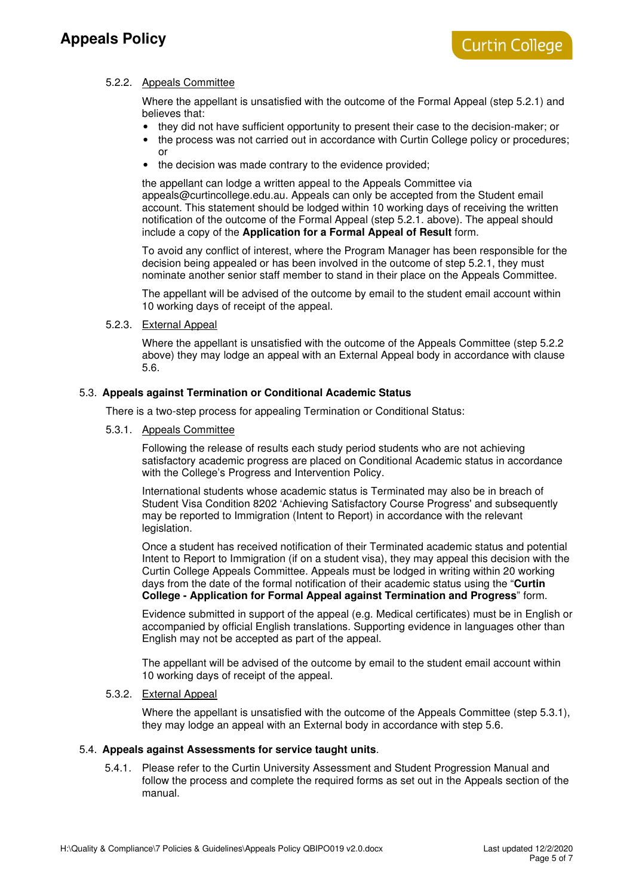#### 5.2.2. Appeals Committee

Where the appellant is unsatisfied with the outcome of the Formal Appeal (step 5.2.1) and believes that:

- they did not have sufficient opportunity to present their case to the decision-maker; or
- the process was not carried out in accordance with Curtin College policy or procedures; or
- the decision was made contrary to the evidence provided;

the appellant can lodge a written appeal to the Appeals Committee via appeals@curtincollege.edu.au. Appeals can only be accepted from the Student email account. This statement should be lodged within 10 working days of receiving the written notification of the outcome of the Formal Appeal (step 5.2.1. above). The appeal should include a copy of the **Application for a Formal Appeal of Result** form.

To avoid any conflict of interest, where the Program Manager has been responsible for the decision being appealed or has been involved in the outcome of step 5.2.1, they must nominate another senior staff member to stand in their place on the Appeals Committee.

The appellant will be advised of the outcome by email to the student email account within 10 working days of receipt of the appeal.

#### 5.2.3. External Appeal

Where the appellant is unsatisfied with the outcome of the Appeals Committee (step 5.2.2 above) they may lodge an appeal with an External Appeal body in accordance with clause 5.6.

### 5.3. Appeals against Termination or Conditional Academic Status

There is a two-step process for appealing Termination or Conditional Status:

#### 5.3.1. Appeals Committee

Following the release of results each study period students who are not achieving satisfactory academic progress are placed on Conditional Academic status in accordance with the College's Progress and Intervention Policy.

International students whose academic status is Terminated may also be in breach of Student Visa Condition 8202 'Achieving Satisfactory Course Progress' and subsequently may be reported to Immigration (Intent to Report) in accordance with the relevant legislation.

Once a student has received notification of their Terminated academic status and potential Intent to Report to Immigration (if on a student visa), they may appeal this decision with the Curtin College Appeals Committee. Appeals must be lodged in writing within 20 working days from the date of the formal notification of their academic status using the "**Curtin College - Application for Formal Appeal against Termination and Progress**" form.

Evidence submitted in support of the appeal (e.g. Medical certificates) must be in English or accompanied by official English translations. Supporting evidence in languages other than English may not be accepted as part of the appeal.

The appellant will be advised of the outcome by email to the student email account within 10 working days of receipt of the appeal.

#### 5.3.2. External Appeal

Where the appellant is unsatisfied with the outcome of the Appeals Committee (step 5.3.1), they may lodge an appeal with an External body in accordance with step 5.6.

### 5.4. Appeals against Assessments for service taught units.

5.4.1. Please refer to the Curtin University Assessment and Student Progression Manual and follow the process and complete the required forms as set out in the Appeals section of the manual.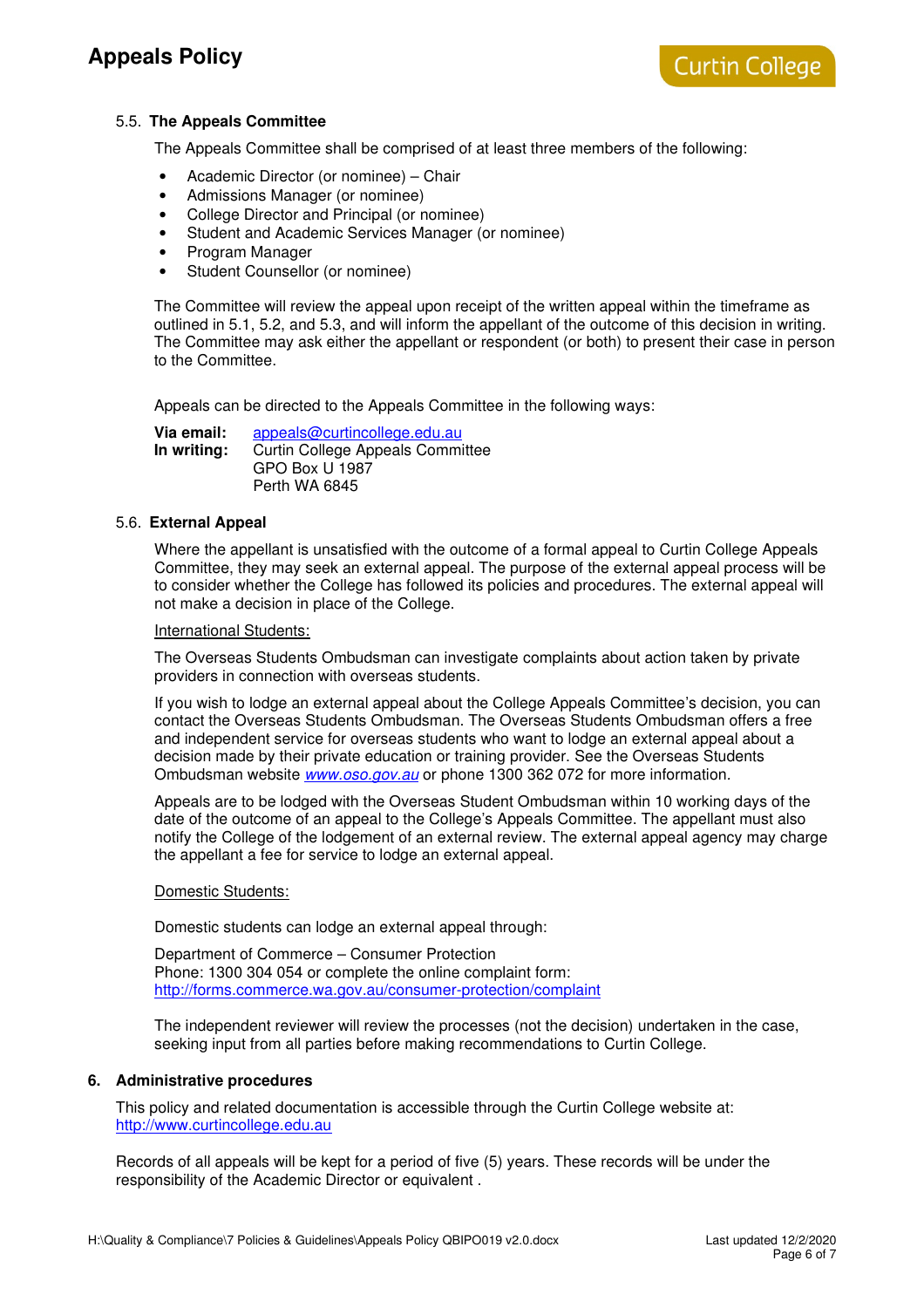### 5.5. The Appeals Committee

The Appeals Committee shall be comprised of at least three members of the following:

- Academic Director (or nominee) – Chair
- Admissions Manager (or nominee)
- College Director and Principal (or nominee)
- Student and Academic Services Manager (or nominee)
- Program Manager
- Student Counsellor (or nominee)

The Committee will review the appeal upon receipt of the written appeal within the timeframe as outlined in 5.1, 5.2, and 5.3, and will inform the appellant of the outcome of this decision in writing. The Committee may ask either the appellant or respondent (or both) to present their case in person to the Committee.

Appeals can be directed to the Appeals Committee in the following ways:

**Via email:** appeals@curtincollege.edu.au
**In writing:** Curtin College Appeals Committee
GPO Box U 1987
Perth WA 6845

### 5.6. External Appeal

Where the appellant is unsatisfied with the outcome of a formal appeal to Curtin College Appeals Committee, they may seek an external appeal. The purpose of the external appeal process will be to consider whether the College has followed its policies and procedures. The external appeal will not make a decision in place of the College.

International Students:

The Overseas Students Ombudsman can investigate complaints about action taken by private providers in connection with overseas students.

If you wish to lodge an external appeal about the College Appeals Committee's decision, you can contact the Overseas Students Ombudsman. The Overseas Students Ombudsman offers a free and independent service for overseas students who want to lodge an external appeal about a decision made by their private education or training provider. See the Overseas Students Ombudsman website *www.oso.gov.au* or phone 1300 362 072 for more information.

Appeals are to be lodged with the Overseas Student Ombudsman within 10 working days of the date of the outcome of an appeal to the College's Appeals Committee. The appellant must also notify the College of the lodgement of an external review. The external appeal agency may charge the appellant a fee for service to lodge an external appeal.

Domestic Students:

Domestic students can lodge an external appeal through:

Department of Commerce – Consumer Protection
Phone: 1300 304 054 or complete the online complaint form:
http://forms.commerce.wa.gov.au/consumer-protection/complaint

The independent reviewer will review the processes (not the decision) undertaken in the case, seeking input from all parties before making recommendations to Curtin College.

## 6. Administrative procedures

This policy and related documentation is accessible through the Curtin College website at:
http://www.curtincollege.edu.au

Records of all appeals will be kept for a period of five (5) years. These records will be under the responsibility of the Academic Director or equivalent .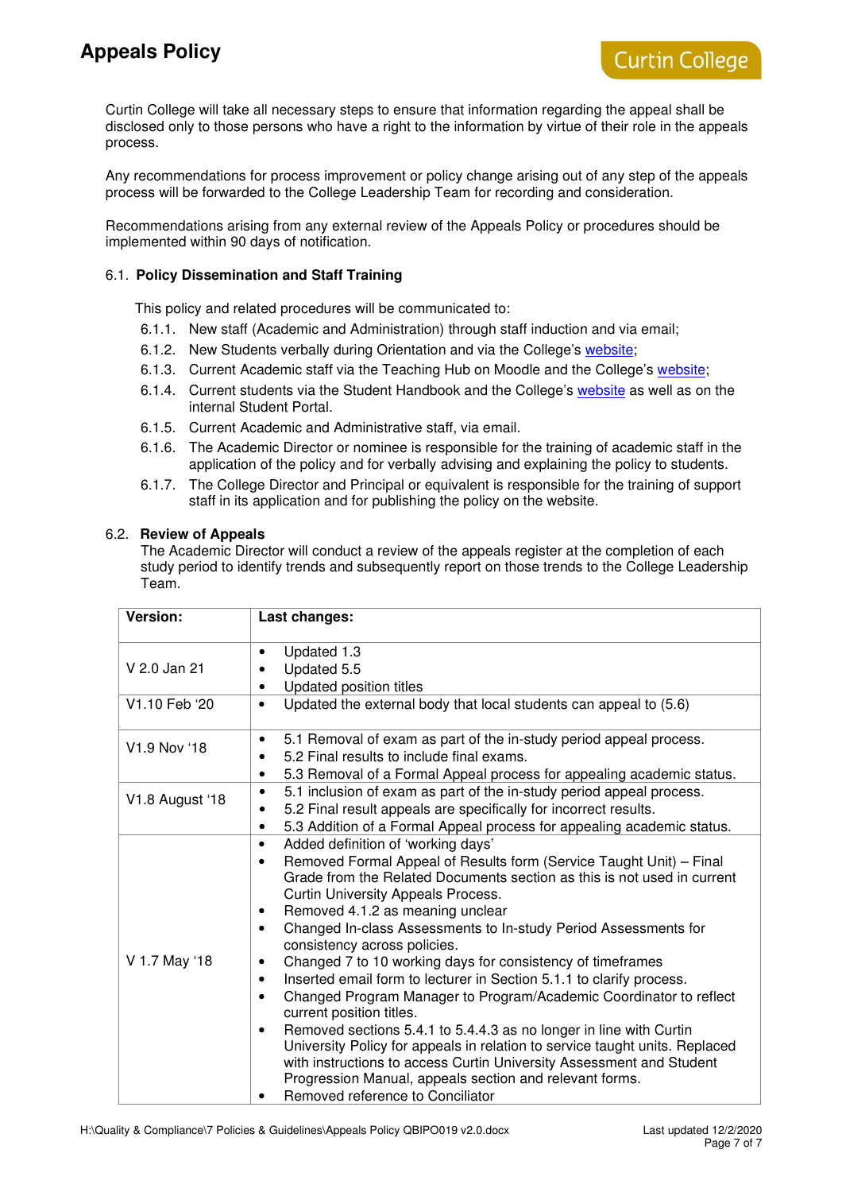Curtin College will take all necessary steps to ensure that information regarding the appeal shall be disclosed only to those persons who have a right to the information by virtue of their role in the appeals process.

Any recommendations for process improvement or policy change arising out of any step of the appeals process will be forwarded to the College Leadership Team for recording and consideration.

Recommendations arising from any external review of the Appeals Policy or procedures should be implemented within 90 days of notification.

### 6.1. Policy Dissemination and Staff Training

This policy and related procedures will be communicated to:

6.1.1. New staff (Academic and Administration) through staff induction and via email;

6.1.2. New Students verbally during Orientation and via the College's website;

6.1.3. Current Academic staff via the Teaching Hub on Moodle and the College's website;

6.1.4. Current students via the Student Handbook and the College's website as well as on the internal Student Portal.

6.1.5. Current Academic and Administrative staff, via email.

6.1.6. The Academic Director or nominee is responsible for the training of academic staff in the application of the policy and for verbally advising and explaining the policy to students.

6.1.7. The College Director and Principal or equivalent is responsible for the training of support staff in its application and for publishing the policy on the website.

### 6.2. Review of Appeals

The Academic Director will conduct a review of the appeals register at the completion of each study period to identify trends and subsequently report on those trends to the College Leadership Team.

| Version: | Last changes: |
|---|---|
| V 2.0 Jan 21 | • Updated 1.3<br>• Updated 5.5<br>• Updated position titles |
| V1.10 Feb '20 | • Updated the external body that local students can appeal to (5.6) |
| V1.9 Nov '18 | • 5.1 Removal of exam as part of the in-study period appeal process.<br>• 5.2 Final results to include final exams.<br>• 5.3 Removal of a Formal Appeal process for appealing academic status. |
| V1.8 August '18 | • 5.1 inclusion of exam as part of the in-study period appeal process.<br>• 5.2 Final result appeals are specifically for incorrect results.<br>• 5.3 Addition of a Formal Appeal process for appealing academic status. |
| V 1.7 May '18 | • Added definition of 'working days'<br>• Removed Formal Appeal of Results form (Service Taught Unit) – Final Grade from the Related Documents section as this is not used in current Curtin University Appeals Process.<br>• Removed 4.1.2 as meaning unclear<br>• Changed In-class Assessments to In-study Period Assessments for consistency across policies.<br>• Changed 7 to 10 working days for consistency of timeframes<br>• Inserted email form to lecturer in Section 5.1.1 to clarify process.<br>• Changed Program Manager to Program/Academic Coordinator to reflect current position titles.<br>• Removed sections 5.4.1 to 5.4.4.3 as no longer in line with Curtin University Policy for appeals in relation to service taught units. Replaced with instructions to access Curtin University Assessment and Student Progression Manual, appeals section and relevant forms.<br>• Removed reference to Conciliator |